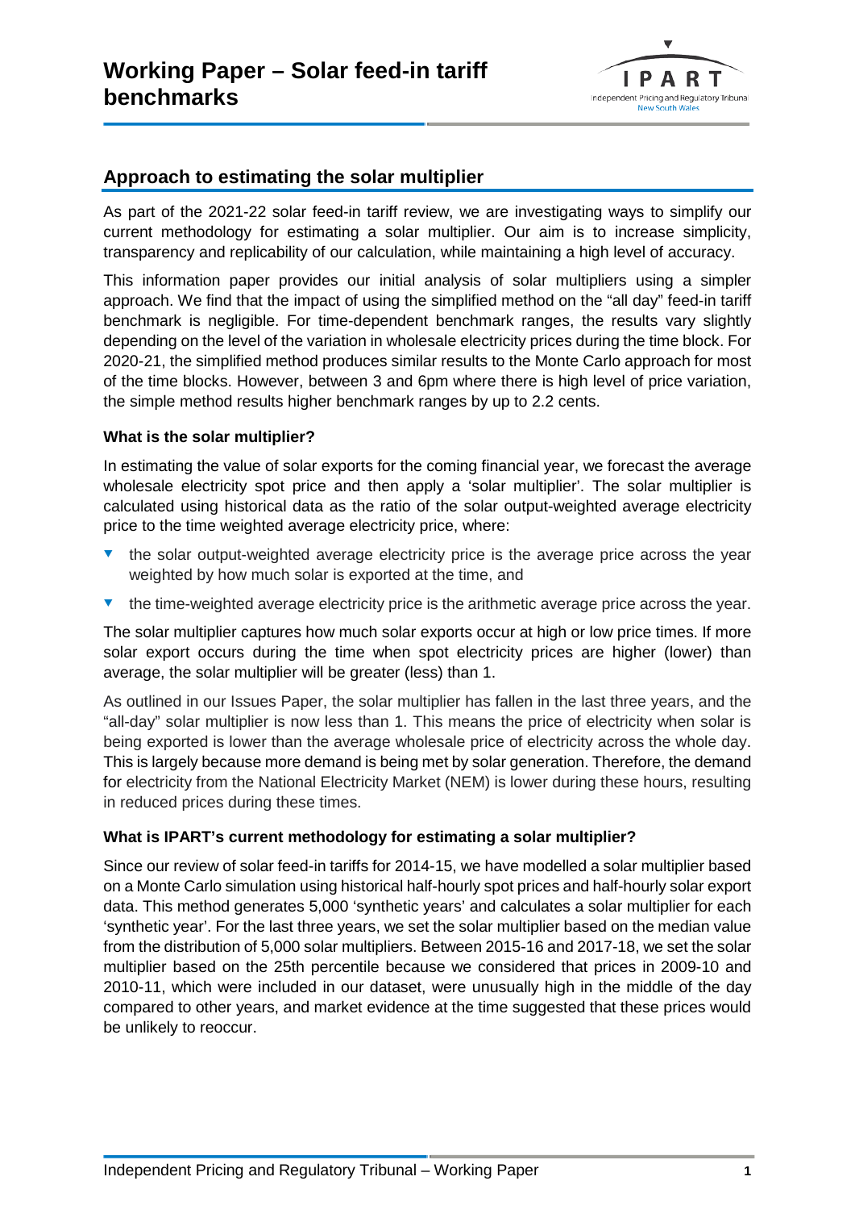# Working Paper – Solar feed-in tariff benchmarks

## Approach to estimating the solar multiplier

As part of the 2021-22 solar feed-in tariff review, we are investigating ways to simplify our current methodology for estimating a solar multiplier. Our aim is to increase simplicity, transparency and replicability of our calculation, while maintaining a high level of accuracy.

This information paper provides our initial analysis of solar multipliers using a simpler approach. We find that the impact of using the simplified method on the "all day" feed-in tariff benchmark is negligible. For time-dependent benchmark ranges, the results vary slightly depending on the level of the variation in wholesale electricity prices during the time block. For 2020-21, the simplified method produces similar results to the Monte Carlo approach for most of the time blocks. However, between 3 and 6pm where there is high level of price variation, the simple method results higher benchmark ranges by up to 2.2 cents.

### What is the solar multiplier?

In estimating the value of solar exports for the coming financial year, we forecast the average wholesale electricity spot price and then apply a 'solar multiplier'. The solar multiplier is calculated using historical data as the ratio of the solar output-weighted average electricity price to the time weighted average electricity price, where:

- the solar output-weighted average electricity price is the average price across the year weighted by how much solar is exported at the time, and
- the time-weighted average electricity price is the arithmetic average price across the year.

The solar multiplier captures how much solar exports occur at high or low price times. If more solar export occurs during the time when spot electricity prices are higher (lower) than average, the solar multiplier will be greater (less) than 1.

As outlined in our Issues Paper, the solar multiplier has fallen in the last three years, and the "all-day" solar multiplier is now less than 1. This means the price of electricity when solar is being exported is lower than the average wholesale price of electricity across the whole day. This is largely because more demand is being met by solar generation. Therefore, the demand for electricity from the National Electricity Market (NEM) is lower during these hours, resulting in reduced prices during these times.

### What is IPART's current methodology for estimating a solar multiplier?

Since our review of solar feed-in tariffs for 2014-15, we have modelled a solar multiplier based on a Monte Carlo simulation using historical half-hourly spot prices and half-hourly solar export data. This method generates 5,000 'synthetic years' and calculates a solar multiplier for each 'synthetic year'. For the last three years, we set the solar multiplier based on the median value from the distribution of 5,000 solar multipliers. Between 2015-16 and 2017-18, we set the solar multiplier based on the 25th percentile because we considered that prices in 2009-10 and 2010-11, which were included in our dataset, were unusually high in the middle of the day compared to other years, and market evidence at the time suggested that these prices would be unlikely to reoccur.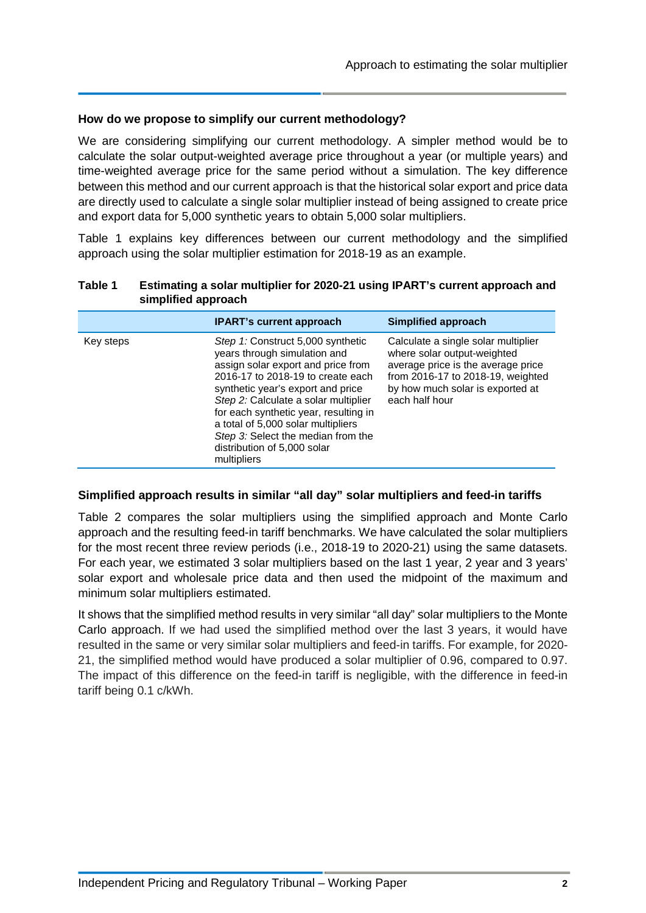### How do we propose to simplify our current methodology?

We are considering simplifying our current methodology. A simpler method would be to calculate the solar output-weighted average price throughout a year (or multiple years) and time-weighted average price for the same period without a simulation. The key difference between this method and our current approach is that the historical solar export and price data are directly used to calculate a single solar multiplier instead of being assigned to create price and export data for 5,000 synthetic years to obtain 5,000 solar multipliers.

Table 1 explains key differences between our current methodology and the simplified approach using the solar multiplier estimation for 2018-19 as an example.

**Table 1 Estimating a solar multiplier for 2020-21 using IPART's current approach and simplified approach**

| | IPART's current approach | Simplified approach |
|---|---|---|
| Key steps | *Step 1:* Construct 5,000 synthetic years through simulation and assign solar export and price from 2016-17 to 2018-19 to create each synthetic year's export and price<br>*Step 2:* Calculate a solar multiplier for each synthetic year, resulting in a total of 5,000 solar multipliers<br>*Step 3:* Select the median from the distribution of 5,000 solar multipliers | Calculate a single solar multiplier where solar output-weighted average price is the average price from 2016-17 to 2018-19, weighted by how much solar is exported at each half hour |

### Simplified approach results in similar "all day" solar multipliers and feed-in tariffs

Table 2 compares the solar multipliers using the simplified approach and Monte Carlo approach and the resulting feed-in tariff benchmarks. We have calculated the solar multipliers for the most recent three review periods (i.e., 2018-19 to 2020-21) using the same datasets. For each year, we estimated 3 solar multipliers based on the last 1 year, 2 year and 3 years' solar export and wholesale price data and then used the midpoint of the maximum and minimum solar multipliers estimated.

It shows that the simplified method results in very similar "all day" solar multipliers to the Monte Carlo approach. If we had used the simplified method over the last 3 years, it would have resulted in the same or very similar solar multipliers and feed-in tariffs. For example, for 2020-21, the simplified method would have produced a solar multiplier of 0.96, compared to 0.97. The impact of this difference on the feed-in tariff is negligible, with the difference in feed-in tariff being 0.1 c/kWh.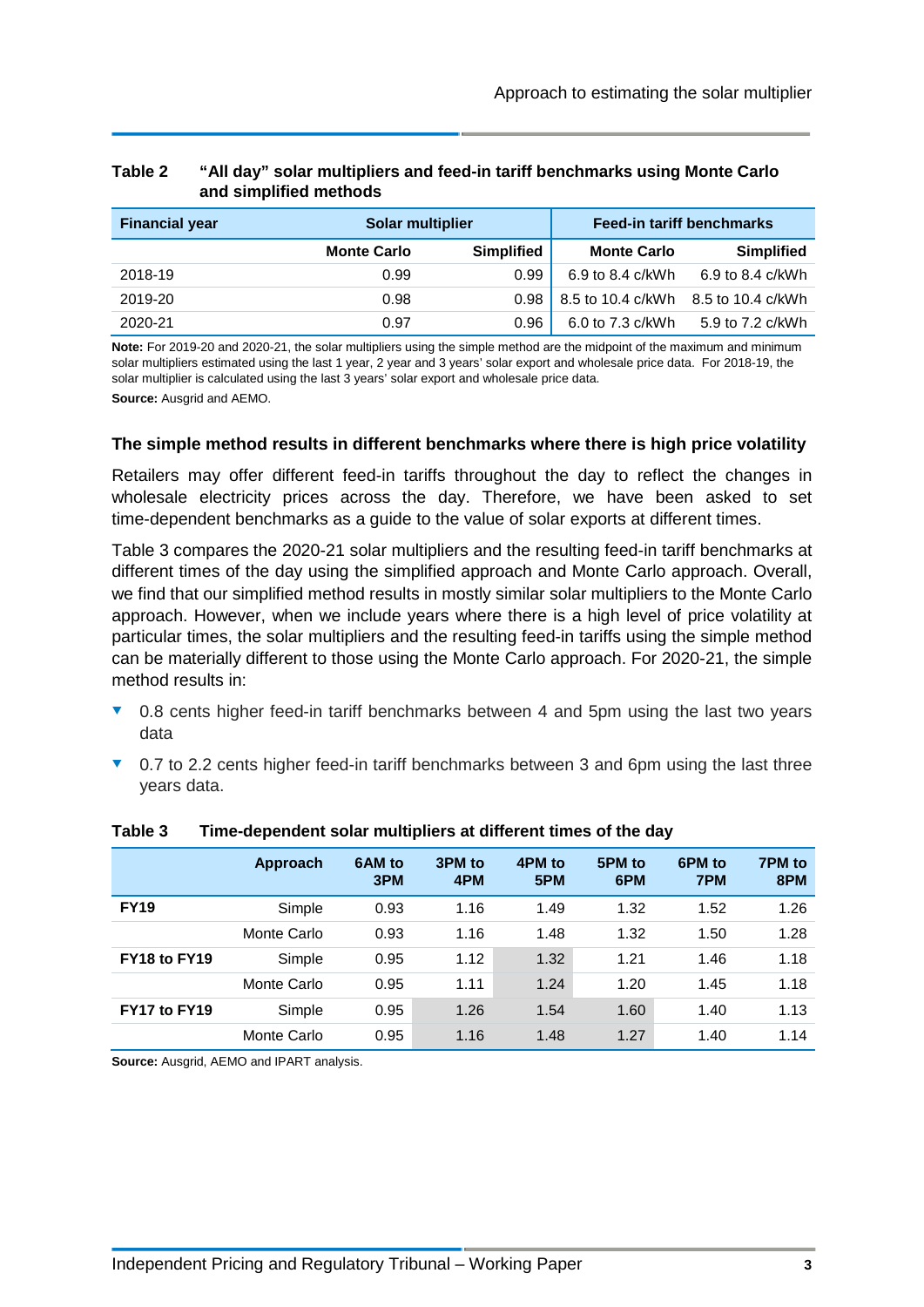**Table 2 "All day" solar multipliers and feed-in tariff benchmarks using Monte Carlo and simplified methods**

| Financial year | Solar multiplier | | Feed-in tariff benchmarks | |
|---|---|---|---|---|
| | Monte Carlo | Simplified | Monte Carlo | Simplified |
| 2018-19 | 0.99 | 0.99 | 6.9 to 8.4 c/kWh | 6.9 to 8.4 c/kWh |
| 2019-20 | 0.98 | 0.98 | 8.5 to 10.4 c/kWh | 8.5 to 10.4 c/kWh |
| 2020-21 | 0.97 | 0.96 | 6.0 to 7.3 c/kWh | 5.9 to 7.2 c/kWh |

**Note:** For 2019-20 and 2020-21, the solar multipliers using the simple method are the midpoint of the maximum and minimum solar multipliers estimated using the last 1 year, 2 year and 3 years' solar export and wholesale price data. For 2018-19, the solar multiplier is calculated using the last 3 years' solar export and wholesale price data.

**Source:** Ausgrid and AEMO.

### The simple method results in different benchmarks where there is high price volatility

Retailers may offer different feed-in tariffs throughout the day to reflect the changes in wholesale electricity prices across the day. Therefore, we have been asked to set time-dependent benchmarks as a guide to the value of solar exports at different times.

Table 3 compares the 2020-21 solar multipliers and the resulting feed-in tariff benchmarks at different times of the day using the simplified approach and Monte Carlo approach. Overall, we find that our simplified method results in mostly similar solar multipliers to the Monte Carlo approach. However, when we include years where there is a high level of price volatility at particular times, the solar multipliers and the resulting feed-in tariffs using the simple method can be materially different to those using the Monte Carlo approach. For 2020-21, the simple method results in:

- 0.8 cents higher feed-in tariff benchmarks between 4 and 5pm using the last two years data
- 0.7 to 2.2 cents higher feed-in tariff benchmarks between 3 and 6pm using the last three years data.

**Table 3 Time-dependent solar multipliers at different times of the day**

| | Approach | 6AM to 3PM | 3PM to 4PM | 4PM to 5PM | 5PM to 6PM | 6PM to 7PM | 7PM to 8PM |
|---|---|---|---|---|---|---|---|
| **FY19** | Simple | 0.93 | 1.16 | 1.49 | 1.32 | 1.52 | 1.26 |
| | Monte Carlo | 0.93 | 1.16 | 1.48 | 1.32 | 1.50 | 1.28 |
| **FY18 to FY19** | Simple | 0.95 | 1.12 | 1.32 | 1.21 | 1.46 | 1.18 |
| | Monte Carlo | 0.95 | 1.11 | 1.24 | 1.20 | 1.45 | 1.18 |
| **FY17 to FY19** | Simple | 0.95 | 1.26 | 1.54 | 1.60 | 1.40 | 1.13 |
| | Monte Carlo | 0.95 | 1.16 | 1.48 | 1.27 | 1.40 | 1.14 |

**Source:** Ausgrid, AEMO and IPART analysis.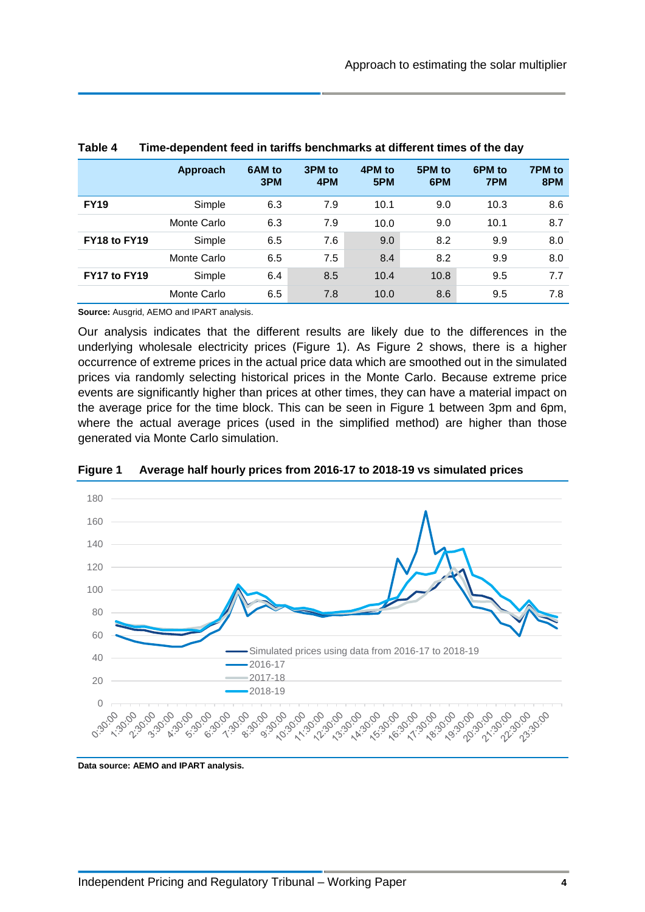**Table 4 Time-dependent feed in tariffs benchmarks at different times of the day**

| | Approach | 6AM to 3PM | 3PM to 4PM | 4PM to 5PM | 5PM to 6PM | 6PM to 7PM | 7PM to 8PM |
|---|---|---|---|---|---|---|---|
| **FY19** | Simple | 6.3 | 7.9 | 10.1 | 9.0 | 10.3 | 8.6 |
| | Monte Carlo | 6.3 | 7.9 | 10.0 | 9.0 | 10.1 | 8.7 |
| **FY18 to FY19** | Simple | 6.5 | 7.6 | 9.0 | 8.2 | 9.9 | 8.0 |
| | Monte Carlo | 6.5 | 7.5 | 8.4 | 8.2 | 9.9 | 8.0 |
| **FY17 to FY19** | Simple | 6.4 | 8.5 | 10.4 | 10.8 | 9.5 | 7.7 |
| | Monte Carlo | 6.5 | 7.8 | 10.0 | 8.6 | 9.5 | 7.8 |

**Source:** Ausgrid, AEMO and IPART analysis.

Our analysis indicates that the different results are likely due to the differences in the underlying wholesale electricity prices (Figure 1). As Figure 2 shows, there is a higher occurrence of extreme prices in the actual price data which are smoothed out in the simulated prices via randomly selecting historical prices in the Monte Carlo. Because extreme price events are significantly higher than prices at other times, they can have a material impact on the average price for the time block. This can be seen in Figure 1 between 3pm and 6pm, where the actual average prices (used in the simplified method) are higher than those generated via Monte Carlo simulation.

**Figure 1 Average half hourly prices from 2016-17 to 2018-19 vs simulated prices**

**Data source: AEMO and IPART analysis.**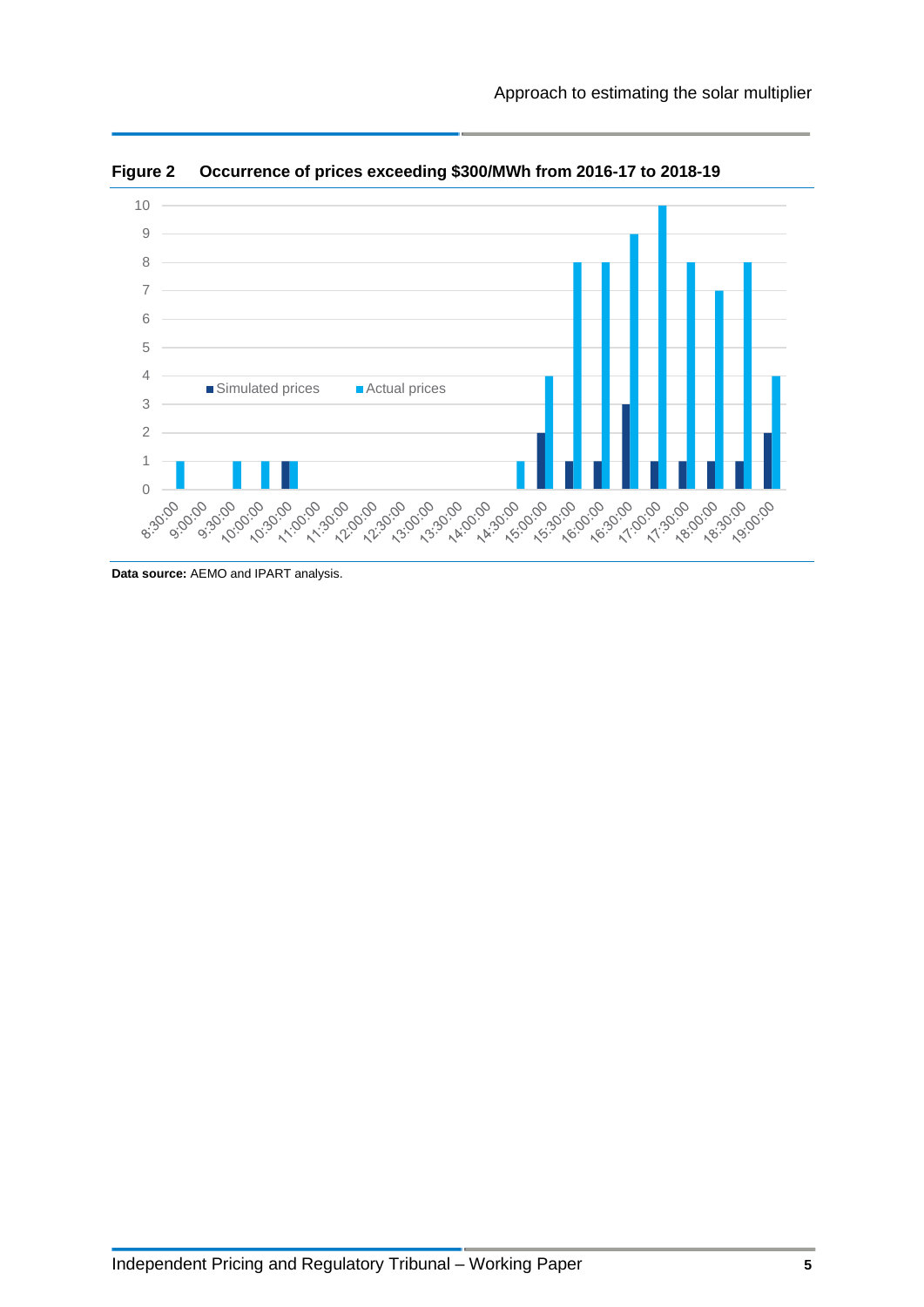**Figure 2 Occurrence of prices exceeding $300/MWh from 2016-17 to 2018-19**

10
9
8
7
6
5
4
3
2
1
0

Simulated prices
Actual prices

8:30:00
9:00:00
9:30:00
10:00:00
10:30:00
11:00:00
11:30:00
12:00:00
12:30:00
13:00:00
13:30:00
14:00:00
14:30:00
15:00:00
15:30:00
16:00:00
16:30:00
17:00:00
17:30:00
18:00:00
18:30:00
19:00:00

**Data source:** AEMO and IPART analysis.